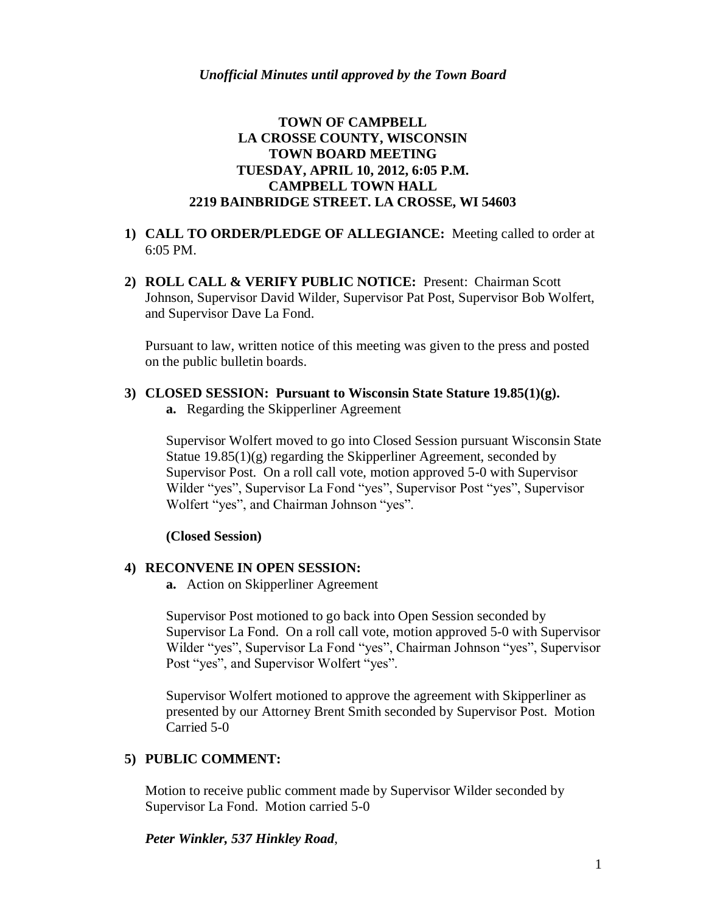*Unofficial Minutes until approved by the Town Board*

# TOWN OF CAMPBELL
## LA CROSSE COUNTY, WISCONSIN
## TOWN BOARD MEETING
## TUESDAY, APRIL 10, 2012, 6:05 P.M.
## CAMPBELL TOWN HALL
## 2219 BAINBRIDGE STREET. LA CROSSE, WI 54603

1) **CALL TO ORDER/PLEDGE OF ALLEGIANCE:** Meeting called to order at 6:05 PM.

2) **ROLL CALL & VERIFY PUBLIC NOTICE:** Present: Chairman Scott Johnson, Supervisor David Wilder, Supervisor Pat Post, Supervisor Bob Wolfert, and Supervisor Dave La Fond.

   Pursuant to law, written notice of this meeting was given to the press and posted on the public bulletin boards.

3) **CLOSED SESSION: Pursuant to Wisconsin State Stature 19.85(1)(g).**
   **a.** Regarding the Skipperliner Agreement

   Supervisor Wolfert moved to go into Closed Session pursuant Wisconsin State Statue 19.85(1)(g) regarding the Skipperliner Agreement, seconded by Supervisor Post. On a roll call vote, motion approved 5-0 with Supervisor Wilder "yes", Supervisor La Fond "yes", Supervisor Post "yes", Supervisor Wolfert "yes", and Chairman Johnson "yes".

   **(Closed Session)**

4) **RECONVENE IN OPEN SESSION:**
   **a.** Action on Skipperliner Agreement

   Supervisor Post motioned to go back into Open Session seconded by Supervisor La Fond. On a roll call vote, motion approved 5-0 with Supervisor Wilder "yes", Supervisor La Fond "yes", Chairman Johnson "yes", Supervisor Post "yes", and Supervisor Wolfert "yes".

   Supervisor Wolfert motioned to approve the agreement with Skipperliner as presented by our Attorney Brent Smith seconded by Supervisor Post. Motion Carried 5-0

5) **PUBLIC COMMENT:**

   Motion to receive public comment made by Supervisor Wilder seconded by Supervisor La Fond. Motion carried 5-0

   ***Peter Winkler, 537 Hinkley Road***,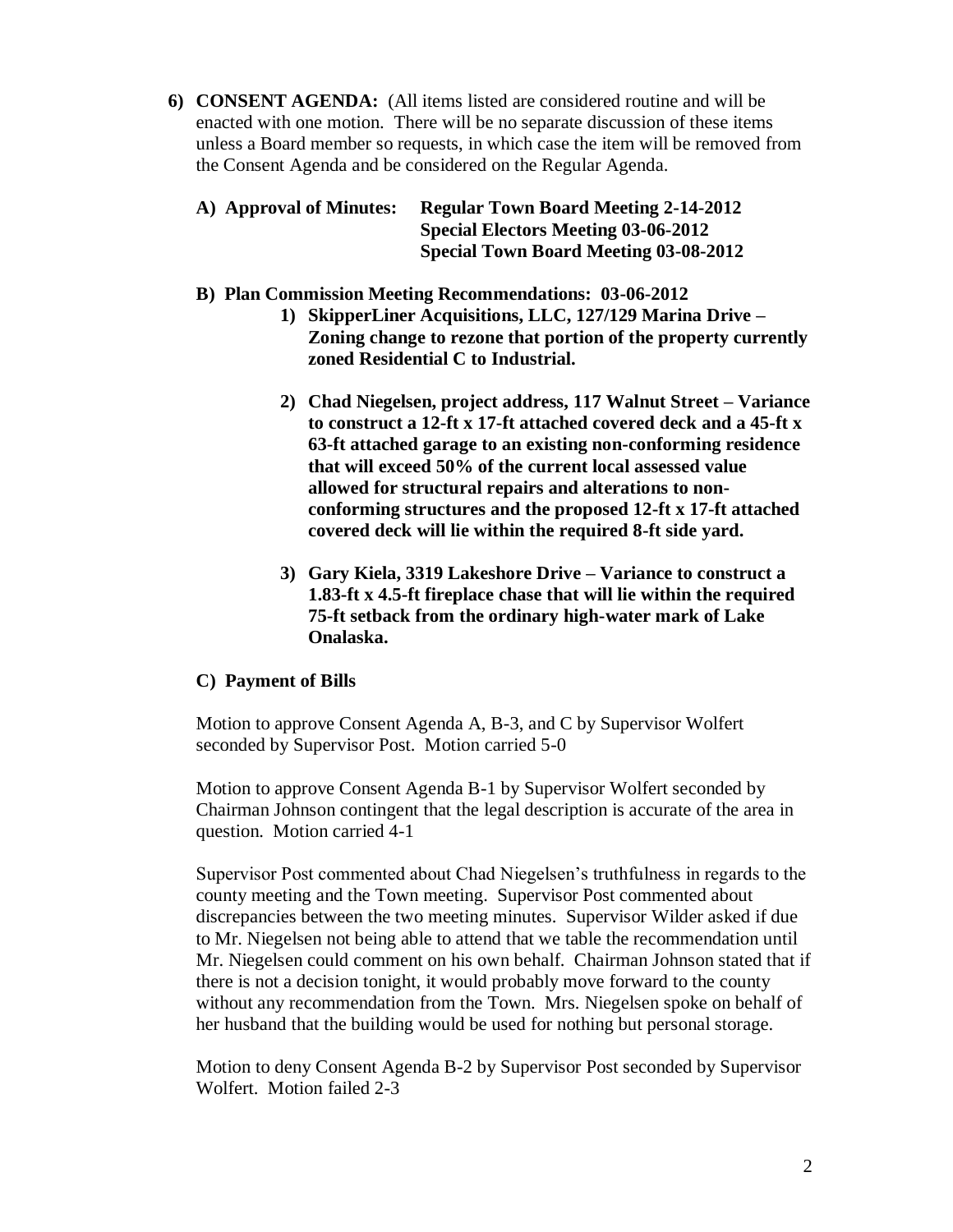6) **CONSENT AGENDA:** (All items listed are considered routine and will be enacted with one motion. There will be no separate discussion of these items unless a Board member so requests, in which case the item will be removed from the Consent Agenda and be considered on the Regular Agenda.

   **A) Approval of Minutes: Regular Town Board Meeting 2-14-2012**
   **Special Electors Meeting 03-06-2012**
   **Special Town Board Meeting 03-08-2012**

   **B) Plan Commission Meeting Recommendations: 03-06-2012**

   1) **SkipperLiner Acquisitions, LLC, 127/129 Marina Drive – Zoning change to rezone that portion of the property currently zoned Residential C to Industrial.**

   2) **Chad Niegelsen, project address, 117 Walnut Street – Variance to construct a 12-ft x 17-ft attached covered deck and a 45-ft x 63-ft attached garage to an existing non-conforming residence that will exceed 50% of the current local assessed value allowed for structural repairs and alterations to non-conforming structures and the proposed 12-ft x 17-ft attached covered deck will lie within the required 8-ft side yard.**

   3) **Gary Kiela, 3319 Lakeshore Drive – Variance to construct a 1.83-ft x 4.5-ft fireplace chase that will lie within the required 75-ft setback from the ordinary high-water mark of Lake Onalaska.**

   **C) Payment of Bills**

   Motion to approve Consent Agenda A, B-3, and C by Supervisor Wolfert seconded by Supervisor Post. Motion carried 5-0

   Motion to approve Consent Agenda B-1 by Supervisor Wolfert seconded by Chairman Johnson contingent that the legal description is accurate of the area in question. Motion carried 4-1

   Supervisor Post commented about Chad Niegelsen's truthfulness in regards to the county meeting and the Town meeting. Supervisor Post commented about discrepancies between the two meeting minutes. Supervisor Wilder asked if due to Mr. Niegelsen not being able to attend that we table the recommendation until Mr. Niegelsen could comment on his own behalf. Chairman Johnson stated that if there is not a decision tonight, it would probably move forward to the county without any recommendation from the Town. Mrs. Niegelsen spoke on behalf of her husband that the building would be used for nothing but personal storage.

   Motion to deny Consent Agenda B-2 by Supervisor Post seconded by Supervisor Wolfert. Motion failed 2-3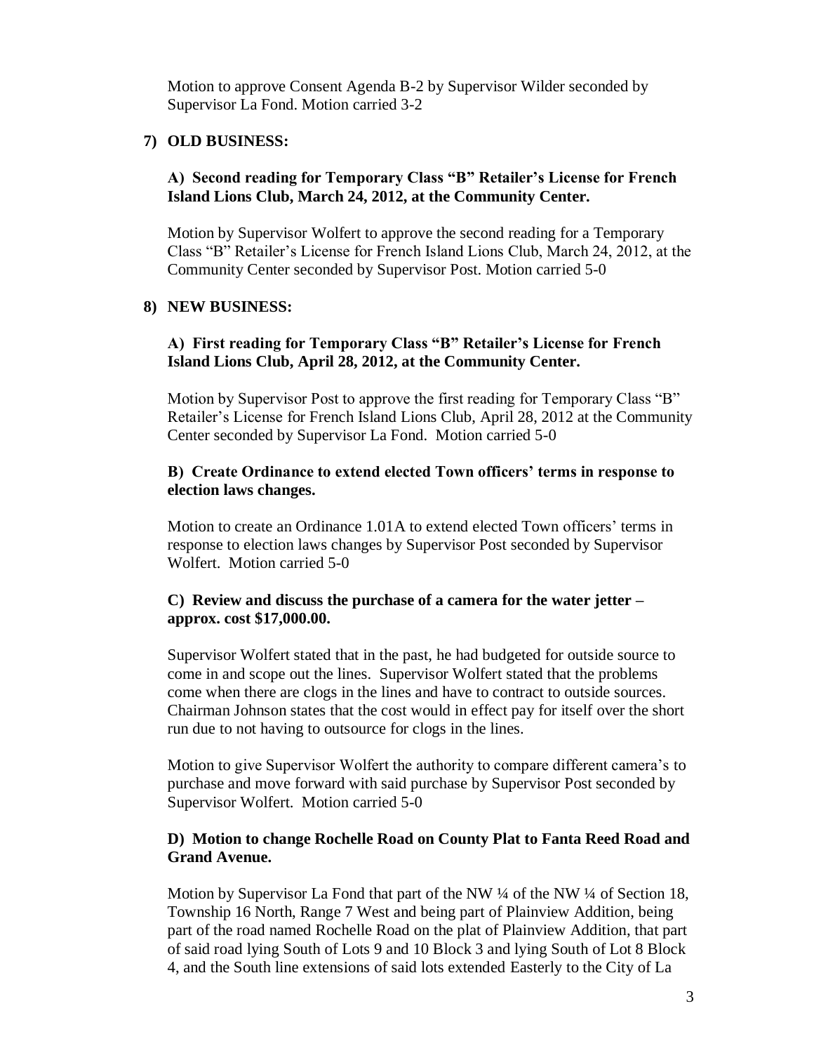Motion to approve Consent Agenda B-2 by Supervisor Wilder seconded by Supervisor La Fond. Motion carried 3-2

## 7) OLD BUSINESS:

**A) Second reading for Temporary Class "B" Retailer's License for French Island Lions Club, March 24, 2012, at the Community Center.**

Motion by Supervisor Wolfert to approve the second reading for a Temporary Class "B" Retailer's License for French Island Lions Club, March 24, 2012, at the Community Center seconded by Supervisor Post. Motion carried 5-0

## 8) NEW BUSINESS:

**A) First reading for Temporary Class "B" Retailer's License for French Island Lions Club, April 28, 2012, at the Community Center.**

Motion by Supervisor Post to approve the first reading for Temporary Class "B" Retailer's License for French Island Lions Club, April 28, 2012 at the Community Center seconded by Supervisor La Fond. Motion carried 5-0

**B) Create Ordinance to extend elected Town officers' terms in response to election laws changes.**

Motion to create an Ordinance 1.01A to extend elected Town officers' terms in response to election laws changes by Supervisor Post seconded by Supervisor Wolfert. Motion carried 5-0

**C) Review and discuss the purchase of a camera for the water jetter – approx. cost $17,000.00.**

Supervisor Wolfert stated that in the past, he had budgeted for outside source to come in and scope out the lines. Supervisor Wolfert stated that the problems come when there are clogs in the lines and have to contract to outside sources. Chairman Johnson states that the cost would in effect pay for itself over the short run due to not having to outsource for clogs in the lines.

Motion to give Supervisor Wolfert the authority to compare different camera's to purchase and move forward with said purchase by Supervisor Post seconded by Supervisor Wolfert. Motion carried 5-0

**D) Motion to change Rochelle Road on County Plat to Fanta Reed Road and Grand Avenue.**

Motion by Supervisor La Fond that part of the NW ¼ of the NW ¼ of Section 18, Township 16 North, Range 7 West and being part of Plainview Addition, being part of the road named Rochelle Road on the plat of Plainview Addition, that part of said road lying South of Lots 9 and 10 Block 3 and lying South of Lot 8 Block 4, and the South line extensions of said lots extended Easterly to the City of La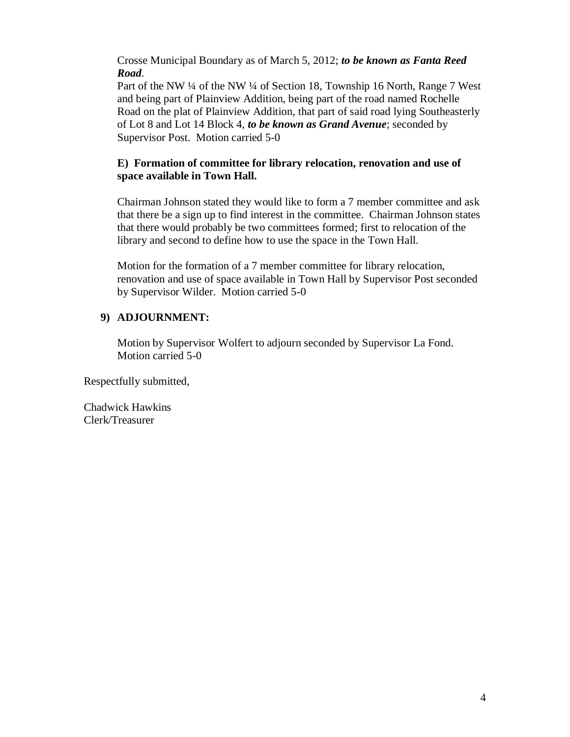Crosse Municipal Boundary as of March 5, 2012; ***to be known as Fanta Reed Road***.

Part of the NW ¼ of the NW ¼ of Section 18, Township 16 North, Range 7 West and being part of Plainview Addition, being part of the road named Rochelle Road on the plat of Plainview Addition, that part of said road lying Southeasterly of Lot 8 and Lot 14 Block 4, ***to be known as Grand Avenue***; seconded by Supervisor Post. Motion carried 5-0

**E) Formation of committee for library relocation, renovation and use of space available in Town Hall.**

Chairman Johnson stated they would like to form a 7 member committee and ask that there be a sign up to find interest in the committee. Chairman Johnson states that there would probably be two committees formed; first to relocation of the library and second to define how to use the space in the Town Hall.

Motion for the formation of a 7 member committee for library relocation, renovation and use of space available in Town Hall by Supervisor Post seconded by Supervisor Wilder. Motion carried 5-0

**9) ADJOURNMENT:**

Motion by Supervisor Wolfert to adjourn seconded by Supervisor La Fond. Motion carried 5-0

Respectfully submitted,

Chadwick Hawkins
Clerk/Treasurer